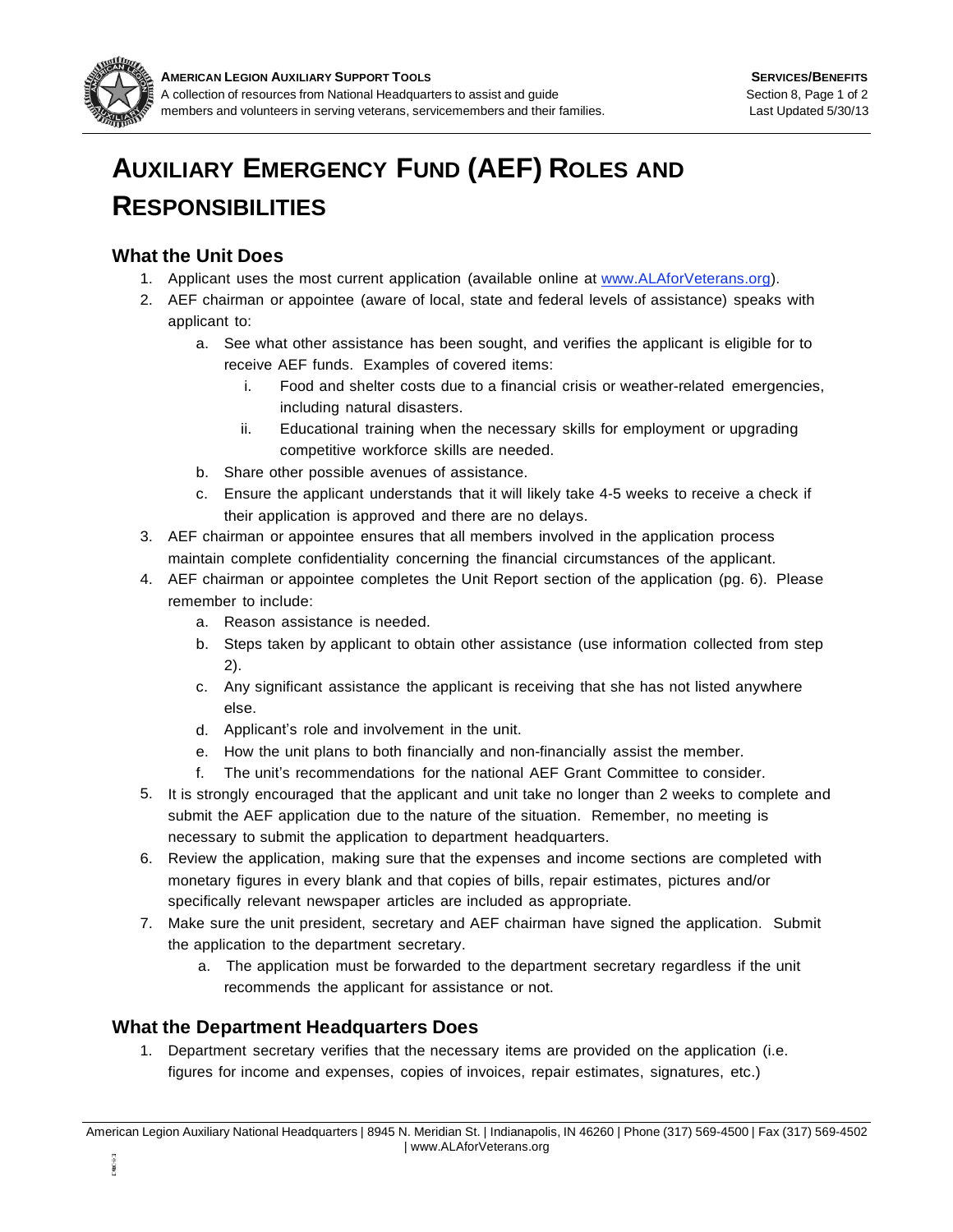# AUXILIARY EMERGENCY FUND (AEF) ROLES AND RESPONSIBILITIES

## What the Unit Does

1. Applicant uses the most current application (available online at www.ALAforVeterans.org).
2. AEF chairman or appointee (aware of local, state and federal levels of assistance) speaks with applicant to:
    a. See what other assistance has been sought, and verifies the applicant is eligible for to receive AEF funds. Examples of covered items:
        i. Food and shelter costs due to a financial crisis or weather-related emergencies, including natural disasters.
        ii. Educational training when the necessary skills for employment or upgrading competitive workforce skills are needed.
    b. Share other possible avenues of assistance.
    c. Ensure the applicant understands that it will likely take 4-5 weeks to receive a check if their application is approved and there are no delays.
3. AEF chairman or appointee ensures that all members involved in the application process maintain complete confidentiality concerning the financial circumstances of the applicant.
4. AEF chairman or appointee completes the Unit Report section of the application (pg. 6). Please remember to include:
    a. Reason assistance is needed.
    b. Steps taken by applicant to obtain other assistance (use information collected from step 2).
    c. Any significant assistance the applicant is receiving that she has not listed anywhere else.
    d. Applicant's role and involvement in the unit.
    e. How the unit plans to both financially and non-financially assist the member.
    f. The unit's recommendations for the national AEF Grant Committee to consider.
5. It is strongly encouraged that the applicant and unit take no longer than 2 weeks to complete and submit the AEF application due to the nature of the situation. Remember, no meeting is necessary to submit the application to department headquarters.
6. Review the application, making sure that the expenses and income sections are completed with monetary figures in every blank and that copies of bills, repair estimates, pictures and/or specifically relevant newspaper articles are included as appropriate.
7. Make sure the unit president, secretary and AEF chairman have signed the application. Submit the application to the department secretary.
    a. The application must be forwarded to the department secretary regardless if the unit recommends the applicant for assistance or not.

## What the Department Headquarters Does

1. Department secretary verifies that the necessary items are provided on the application (i.e. figures for income and expenses, copies of invoices, repair estimates, signatures, etc.)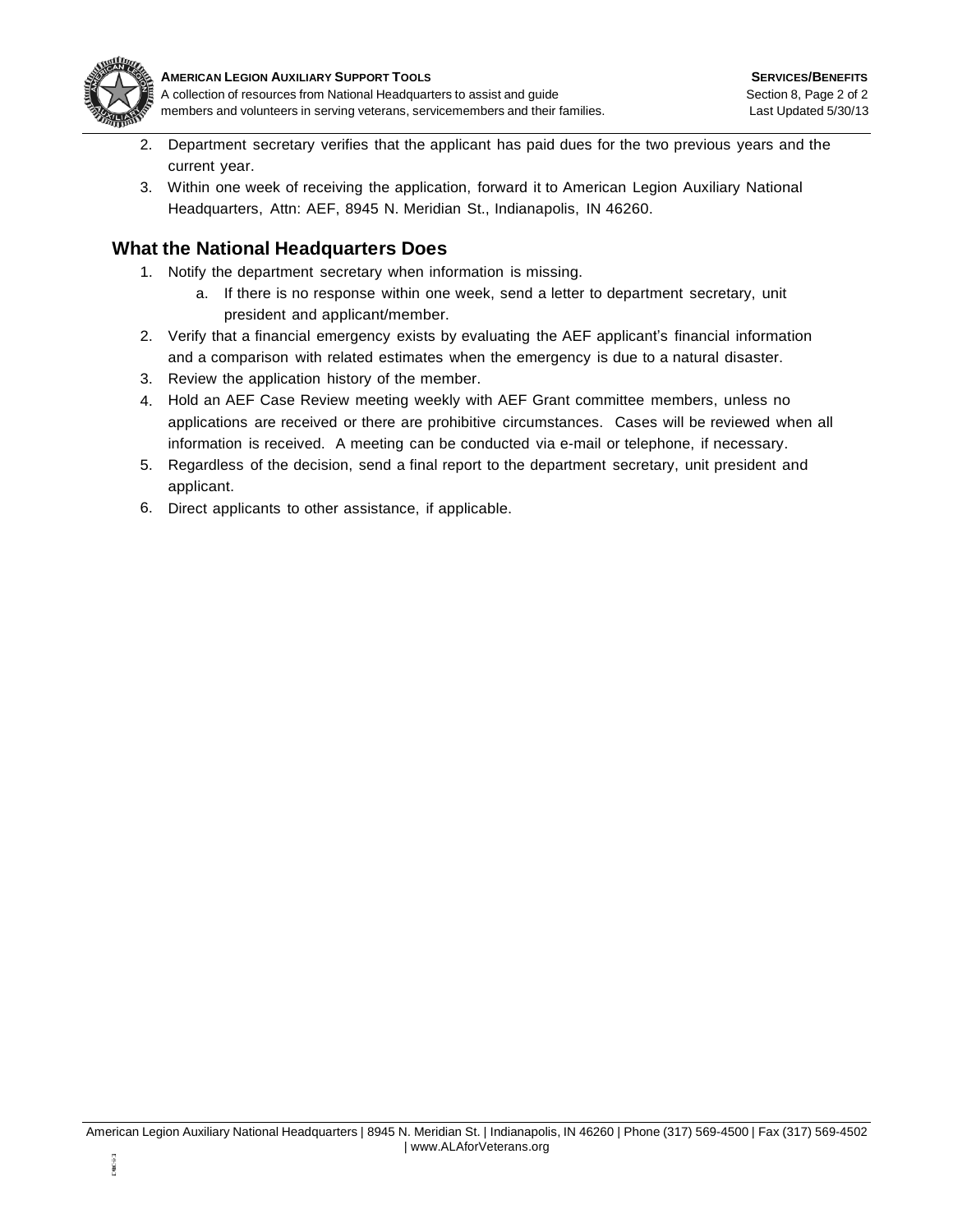2. Department secretary verifies that the applicant has paid dues for the two previous years and the current year.
3. Within one week of receiving the application, forward it to American Legion Auxiliary National Headquarters, Attn: AEF, 8945 N. Meridian St., Indianapolis, IN 46260.

## What the National Headquarters Does

1. Notify the department secretary when information is missing.
   a. If there is no response within one week, send a letter to department secretary, unit president and applicant/member.
2. Verify that a financial emergency exists by evaluating the AEF applicant's financial information and a comparison with related estimates when the emergency is due to a natural disaster.
3. Review the application history of the member.
4. Hold an AEF Case Review meeting weekly with AEF Grant committee members, unless no applications are received or there are prohibitive circumstances. Cases will be reviewed when all information is received. A meeting can be conducted via e-mail or telephone, if necessary.
5. Regardless of the decision, send a final report to the department secretary, unit president and applicant.
6. Direct applicants to other assistance, if applicable.